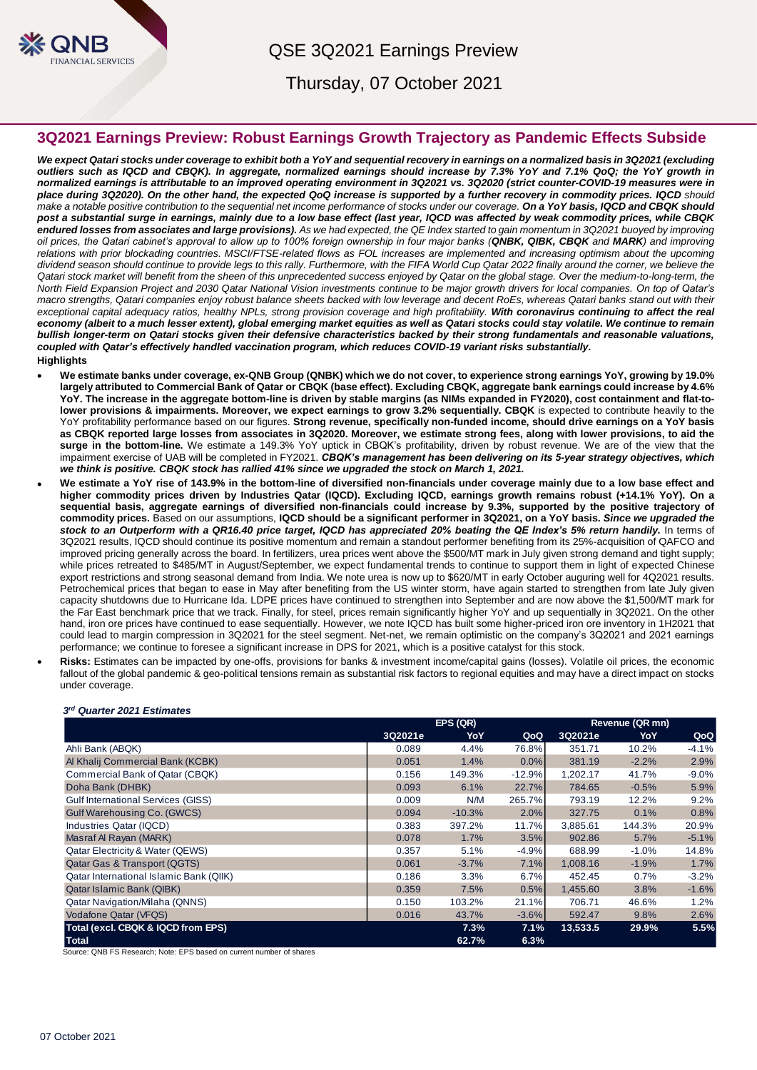QSE 3Q2021 Earnings Preview

Thursday, 07 October 2021

## 3Q2021 Earnings Preview: Robust Earnings Growth Trajectory as Pandemic Effects Subside

***We expect Qatari stocks under coverage to exhibit both a YoY and sequential recovery in earnings on a normalized basis in 3Q2021 (excluding outliers such as IQCD and CBQK). In aggregate, normalized earnings should increase by 7.3% YoY and 7.1% QoQ; the YoY growth in normalized earnings is attributable to an improved operating environment in 3Q2021 vs. 3Q2020 (strict counter-COVID-19 measures were in place during 3Q2020). On the other hand, the expected QoQ increase is supported by a further recovery in commodity prices. IQCD** should make a notable positive contribution to the sequential net income performance of stocks under our coverage. **On a YoY basis, IQCD and CBQK should post a substantial surge in earnings, mainly due to a low base effect (last year, IQCD was affected by weak commodity prices, while CBQK endured losses from associates and large provisions).** As we had expected, the QE Index started to gain momentum in 3Q2021 buoyed by improving oil prices, the Qatari cabinet's approval to allow up to 100% foreign ownership in four major banks (**QNBK, QIBK, CBQK** and **MARK**) and improving relations with prior blockading countries. MSCI/FTSE-related flows as FOL increases are implemented and increasing optimism about the upcoming dividend season should continue to provide legs to this rally. Furthermore, with the FIFA World Cup Qatar 2022 finally around the corner, we believe the Qatari stock market will benefit from the sheen of this unprecedented success enjoyed by Qatar on the global stage. Over the medium-to-long-term, the North Field Expansion Project and 2030 Qatar National Vision investments continue to be major growth drivers for local companies. On top of Qatar's macro strengths, Qatari companies enjoy robust balance sheets backed with low leverage and decent RoEs, whereas Qatari banks stand out with their exceptional capital adequacy ratios, healthy NPLs, strong provision coverage and high profitability. **With coronavirus continuing to affect the real economy (albeit to a much lesser extent), global emerging market equities as well as Qatari stocks could stay volatile. We continue to remain bullish longer-term on Qatari stocks given their defensive characteristics backed by their strong fundamentals and reasonable valuations, coupled with Qatar's effectively handled vaccination program, which reduces COVID-19 variant risks substantially.***

**Highlights**

- **We estimate banks under coverage, ex-QNB Group (QNBK) which we do not cover, to experience strong earnings YoY, growing by 19.0% largely attributed to Commercial Bank of Qatar or CBQK (base effect). Excluding CBQK, aggregate bank earnings could increase by 4.6% YoY. The increase in the aggregate bottom-line is driven by stable margins (as NIMs expanded in FY2020), cost containment and flat-to-lower provisions & impairments. Moreover, we expect earnings to grow 3.2% sequentially. CBQK** is expected to contribute heavily to the YoY profitability performance based on our figures. **Strong revenue, specifically non-funded income, should drive earnings on a YoY basis as CBQK reported large losses from associates in 3Q2020. Moreover, we estimate strong fees, along with lower provisions, to aid the surge in the bottom-line.** We estimate a 149.3% YoY uptick in CBQK's profitability, driven by robust revenue. We are of the view that the impairment exercise of UAB will be completed in FY2021. ***CBQK's management has been delivering on its 5-year strategy objectives, which we think is positive. CBQK stock has rallied 41% since we upgraded the stock on March 1, 2021.***
- **We estimate a YoY rise of 143.9% in the bottom-line of diversified non-financials under coverage mainly due to a low base effect and higher commodity prices driven by Industries Qatar (IQCD). Excluding IQCD, earnings growth remains robust (+14.1% YoY). On a sequential basis, aggregate earnings of diversified non-financials could increase by 9.3%, supported by the positive trajectory of commodity prices.** Based on our assumptions, **IQCD should be a significant performer in 3Q2021, on a YoY basis. *Since we upgraded the stock to an Outperform with a QR16.40 price target, IQCD has appreciated 20% beating the QE Index's 5% return handily.*** In terms of 3Q2021 results, IQCD should continue its positive momentum and remain a standout performer benefiting from its 25%-acquisition of QAFCO and improved pricing generally across the board. In fertilizers, urea prices went above the $500/MT mark in July given strong demand and tight supply; while prices retreated to $485/MT in August/September, we expect fundamental trends to continue to support them in light of expected Chinese export restrictions and strong seasonal demand from India. We note urea is now up to $620/MT in early October auguring well for 4Q2021 results. Petrochemical prices that began to ease in May after benefiting from the US winter storm, have again started to strengthen from late July given capacity shutdowns due to Hurricane Ida. LDPE prices have continued to strengthen into September and are now above the $1,500/MT mark for the Far East benchmark price that we track. Finally, for steel, prices remain significantly higher YoY and up sequentially in 3Q2021. On the other hand, iron ore prices have continued to ease sequentially. However, we note IQCD has built some higher-priced iron ore inventory in 1H2021 that could lead to margin compression in 3Q2021 for the steel segment. Net-net, we remain optimistic on the company's 3Q2021 and 2021 earnings performance; we continue to foresee a significant increase in DPS for 2021, which is a positive catalyst for this stock.
- **Risks:** Estimates can be impacted by one-offs, provisions for banks & investment income/capital gains (losses). Volatile oil prices, the economic fallout of the global pandemic & geo-political tensions remain as substantial risk factors to regional equities and may have a direct impact on stocks under coverage.

***3rd Quarter 2021 Estimates***

| | EPS (QR) | | | Revenue (QR mn) | | |
|---|---|---|---|---|---|---|
| | 3Q2021e | YoY | QoQ | 3Q2021e | YoY | QoQ |
| Ahli Bank (ABQK) | 0.089 | 4.4% | 76.8% | 351.71 | 10.2% | -4.1% |
| Al Khalij Commercial Bank (KCBK) | 0.051 | 1.4% | 0.0% | 381.19 | -2.2% | 2.9% |
| Commercial Bank of Qatar (CBQK) | 0.156 | 149.3% | -12.9% | 1,202.17 | 41.7% | -9.0% |
| Doha Bank (DHBK) | 0.093 | 6.1% | 22.7% | 784.65 | -0.5% | 5.9% |
| Gulf International Services (GISS) | 0.009 | N/M | 265.7% | 793.19 | 12.2% | 9.2% |
| Gulf Warehousing Co. (GWCS) | 0.094 | -10.3% | 2.0% | 327.75 | 0.1% | 0.8% |
| Industries Qatar (IQCD) | 0.383 | 397.2% | 11.7% | 3,885.61 | 144.3% | 20.9% |
| Masraf Al Rayan (MARK) | 0.078 | 1.7% | 3.5% | 902.86 | 5.7% | -5.1% |
| Qatar Electricity & Water (QEWS) | 0.357 | 5.1% | -4.9% | 688.99 | -1.0% | 14.8% |
| Qatar Gas & Transport (QGTS) | 0.061 | -3.7% | 7.1% | 1,008.16 | -1.9% | 1.7% |
| Qatar International Islamic Bank (QIIK) | 0.186 | 3.3% | 6.7% | 452.45 | 0.7% | -3.2% |
| Qatar Islamic Bank (QIBK) | 0.359 | 7.5% | 0.5% | 1,455.60 | 3.8% | -1.6% |
| Qatar Navigation/Milaha (QNNS) | 0.150 | 103.2% | 21.1% | 706.71 | 46.6% | 1.2% |
| Vodafone Qatar (VFQS) | 0.016 | 43.7% | -3.6% | 592.47 | 9.8% | 2.6% |
| **Total (excl. CBQK & IQCD from EPS)** | | **7.3%** | **7.1%** | **13,533.5** | **29.9%** | **5.5%** |
| **Total** | | **62.7%** | **6.3%** | | | |

Source: QNB FS Research; Note: EPS based on current number of shares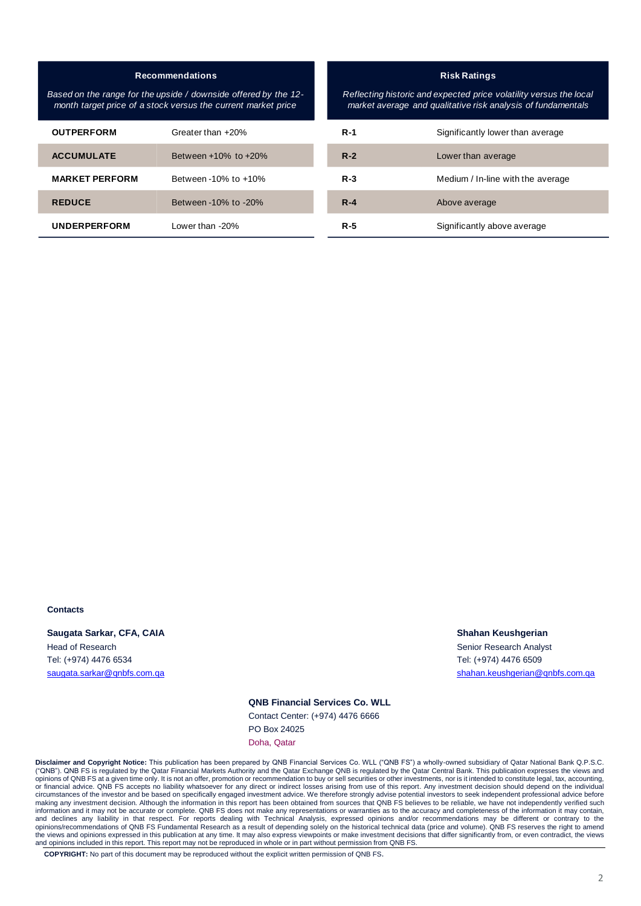| Recommendations | |
|---|---|
| *Based on the range for the upside / downside offered by the 12-month target price of a stock versus the current market price* | |
| **OUTPERFORM** | Greater than +20% |
| **ACCUMULATE** | Between +10% to +20% |
| **MARKET PERFORM** | Between -10% to +10% |
| **REDUCE** | Between -10% to -20% |
| **UNDERPERFORM** | Lower than -20% |

| Risk Ratings | |
|---|---|
| *Reflecting historic and expected price volatility versus the local market average and qualitative risk analysis of fundamentals* | |
| **R-1** | Significantly lower than average |
| **R-2** | Lower than average |
| **R-3** | Medium / In-line with the average |
| **R-4** | Above average |
| **R-5** | Significantly above average |

**Contacts**

**Saugata Sarkar, CFA, CAIA**
Head of Research
Tel: (+974) 4476 6534
saugata.sarkar@qnbfs.com.qa

**Shahan Keushgerian**
Senior Research Analyst
Tel: (+974) 4476 6509
shahan.keushgerian@qnbfs.com.qa

**QNB Financial Services Co. WLL**
Contact Center: (+974) 4476 6666
PO Box 24025
Doha, Qatar

**Disclaimer and Copyright Notice:** This publication has been prepared by QNB Financial Services Co. WLL ("QNB FS") a wholly-owned subsidiary of Qatar National Bank Q.P.S.C. ("QNB"). QNB FS is regulated by the Qatar Financial Markets Authority and the Qatar Exchange QNB is regulated by the Qatar Central Bank. This publication expresses the views and opinions of QNB FS at a given time only. It is not an offer, promotion or recommendation to buy or sell securities or other investments, nor is it intended to constitute legal, tax, accounting, or financial advice. QNB FS accepts no liability whatsoever for any direct or indirect losses arising from use of this report. Any investment decision should depend on the individual circumstances of the investor and be based on specifically engaged investment advice. We therefore strongly advise potential investors to seek independent professional advice before making any investment decision. Although the information in this report has been obtained from sources that QNB FS believes to be reliable, we have not independently verified such information and it may not be accurate or complete. QNB FS does not make any representations or warranties as to the accuracy and completeness of the information it may contain, and declines any liability in that respect. For reports dealing with Technical Analysis, expressed opinions and/or recommendations may be different or contrary to the opinions/recommendations of QNB FS Fundamental Research as a result of depending solely on the historical technical data (price and volume). QNB FS reserves the right to amend the views and opinions expressed in this publication at any time. It may also express viewpoints or make investment decisions that differ significantly from, or even contradict, the views and opinions included in this report. This report may not be reproduced in whole or in part without permission from QNB FS.

**COPYRIGHT:** No part of this document may be reproduced without the explicit written permission of QNB FS.